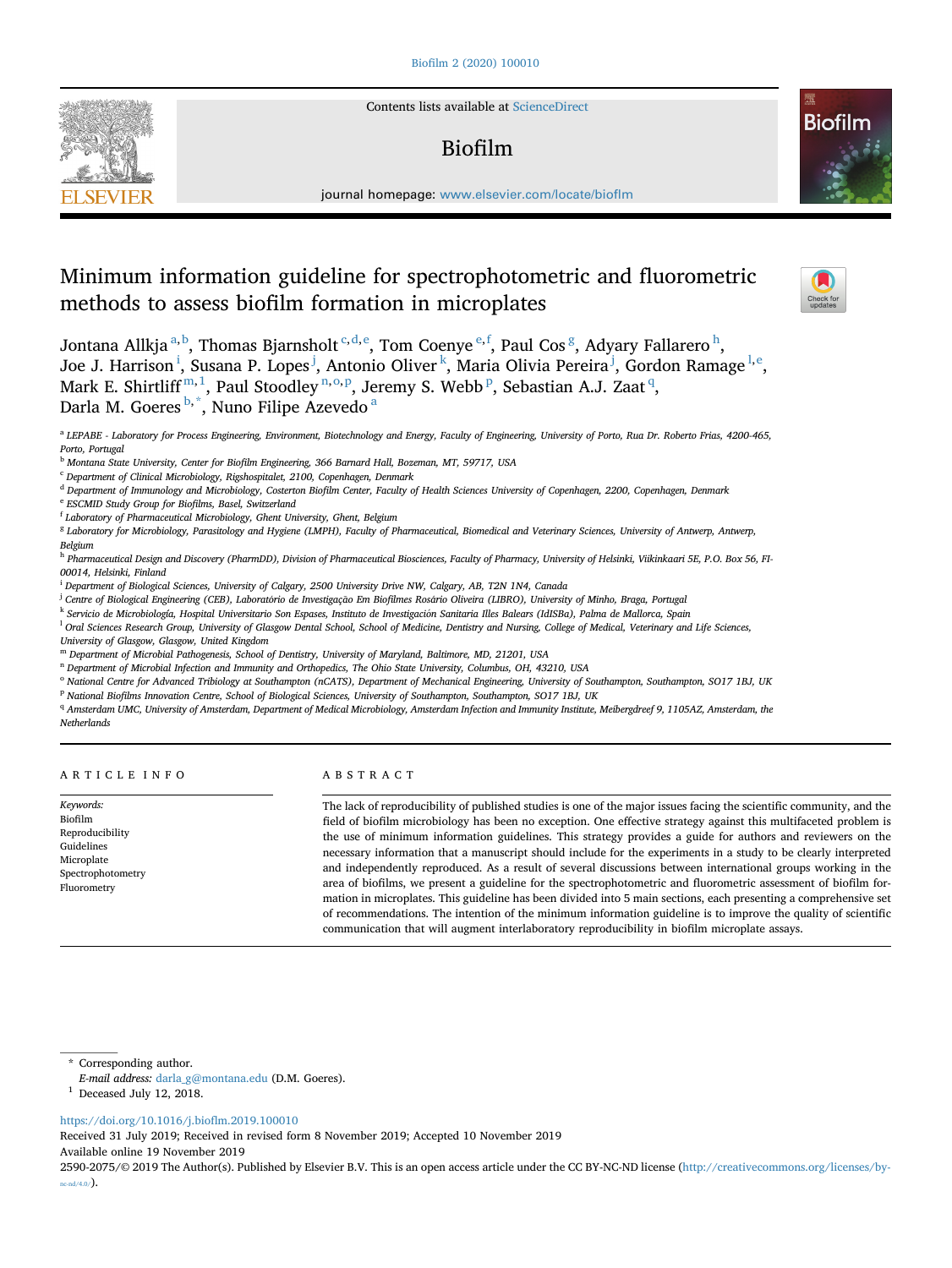# Minimum information guideline for spectrophotometric and fluorometric methods to assess biofilm formation in microplates

Jontana Allkja [a,b], Thomas Bjarnsholt [c,d,e], Tom Coenye [e,f], Paul Cos [g], Adyary Fallarero [h], Joe J. Harrison [i], Susana P. Lopes [j], Antonio Oliver [k], Maria Olivia Pereira [j], Gordon Ramage [l,e], Mark E. Shirtliff [m,1], Paul Stoodley [n,o,p], Jeremy S. Webb [p], Sebastian A.J. Zaat [q], Darla M. Goeres [b,*], Nuno Filipe Azevedo [a]

[a] LEPABE - Laboratory for Process Engineering, Environment, Biotechnology and Energy, Faculty of Engineering, University of Porto, Rua Dr. Roberto Frias, 4200-465, Porto, Portugal
[b] Montana State University, Center for Biofilm Engineering, 366 Barnard Hall, Bozeman, MT, 59717, USA
[c] Department of Clinical Microbiology, Rigshospitalet, 2100, Copenhagen, Denmark
[d] Department of Immunology and Microbiology, Costerton Biofilm Center, Faculty of Health Sciences University of Copenhagen, 2200, Copenhagen, Denmark
[e] ESCMID Study Group for Biofilms, Basel, Switzerland
[f] Laboratory of Pharmaceutical Microbiology, Ghent University, Ghent, Belgium
[g] Laboratory for Microbiology, Parasitology and Hygiene (LMPH), Faculty of Pharmaceutical, Biomedical and Veterinary Sciences, University of Antwerp, Antwerp, Belgium
[h] Pharmaceutical Design and Discovery (PharmDD), Division of Pharmaceutical Biosciences, Faculty of Pharmacy, University of Helsinki, Viikinkaari 5E, P.O. Box 56, FI-00014, Helsinki, Finland
[i] Department of Biological Sciences, University of Calgary, 2500 University Drive NW, Calgary, AB, T2N 1N4, Canada
[j] Centre of Biological Engineering (CEB), Laboratório de Investigação Em Biofilmes Rosário Oliveira (LIBRO), University of Minho, Braga, Portugal
[k] Servicio de Microbiología, Hospital Universitario Son Espases, Instituto de Investigación Sanitaria Illes Balears (IdISBa), Palma de Mallorca, Spain
[l] Oral Sciences Research Group, University of Glasgow Dental School, School of Medicine, Dentistry and Nursing, College of Medical, Veterinary and Life Sciences, University of Glasgow, Glasgow, United Kingdom
[m] Department of Microbial Pathogenesis, School of Dentistry, University of Maryland, Baltimore, MD, 21201, USA
[n] Department of Microbial Infection and Immunity and Orthopedics, The Ohio State University, Columbus, OH, 43210, USA
[o] National Centre for Advanced Tribology at Southampton (nCATS), Department of Mechanical Engineering, University of Southampton, Southampton, SO17 1BJ, UK
[p] National Biofilms Innovation Centre, School of Biological Sciences, University of Southampton, Southampton, SO17 1BJ, UK
[q] Amsterdam UMC, University of Amsterdam, Department of Medical Microbiology, Amsterdam Infection and Immunity Institute, Meibergdreef 9, 1105AZ, Amsterdam, the Netherlands

## ARTICLE INFO

*Keywords:*
Biofilm
Reproducibility
Guidelines
Microplate
Spectrophotometry
Fluorometry

## ABSTRACT

The lack of reproducibility of published studies is one of the major issues facing the scientific community, and the field of biofilm microbiology has been no exception. One effective strategy against this multifaceted problem is the use of minimum information guidelines. This strategy provides a guide for authors and reviewers on the necessary information that a manuscript should include for the experiments in a study to be clearly interpreted and independently reproduced. As a result of several discussions between international groups working in the area of biofilms, we present a guideline for the spectrophotometric and fluorometric assessment of biofilm formation in microplates. This guideline has been divided into 5 main sections, each presenting a comprehensive set of recommendations. The intention of the minimum information guideline is to improve the quality of scientific communication that will augment interlaboratory reproducibility in biofilm microplate assays.

\* Corresponding author.
*E-mail address:* darla_g@montana.edu (D.M. Goeres).
[1] Deceased July 12, 2018.

https://doi.org/10.1016/j.bioflm.2019.100010
Received 31 July 2019; Received in revised form 8 November 2019; Accepted 10 November 2019
Available online 19 November 2019
2590-2075/© 2019 The Author(s). Published by Elsevier B.V. This is an open access article under the CC BY-NC-ND license (http://creativecommons.org/licenses/by-nc-nd/4.0/).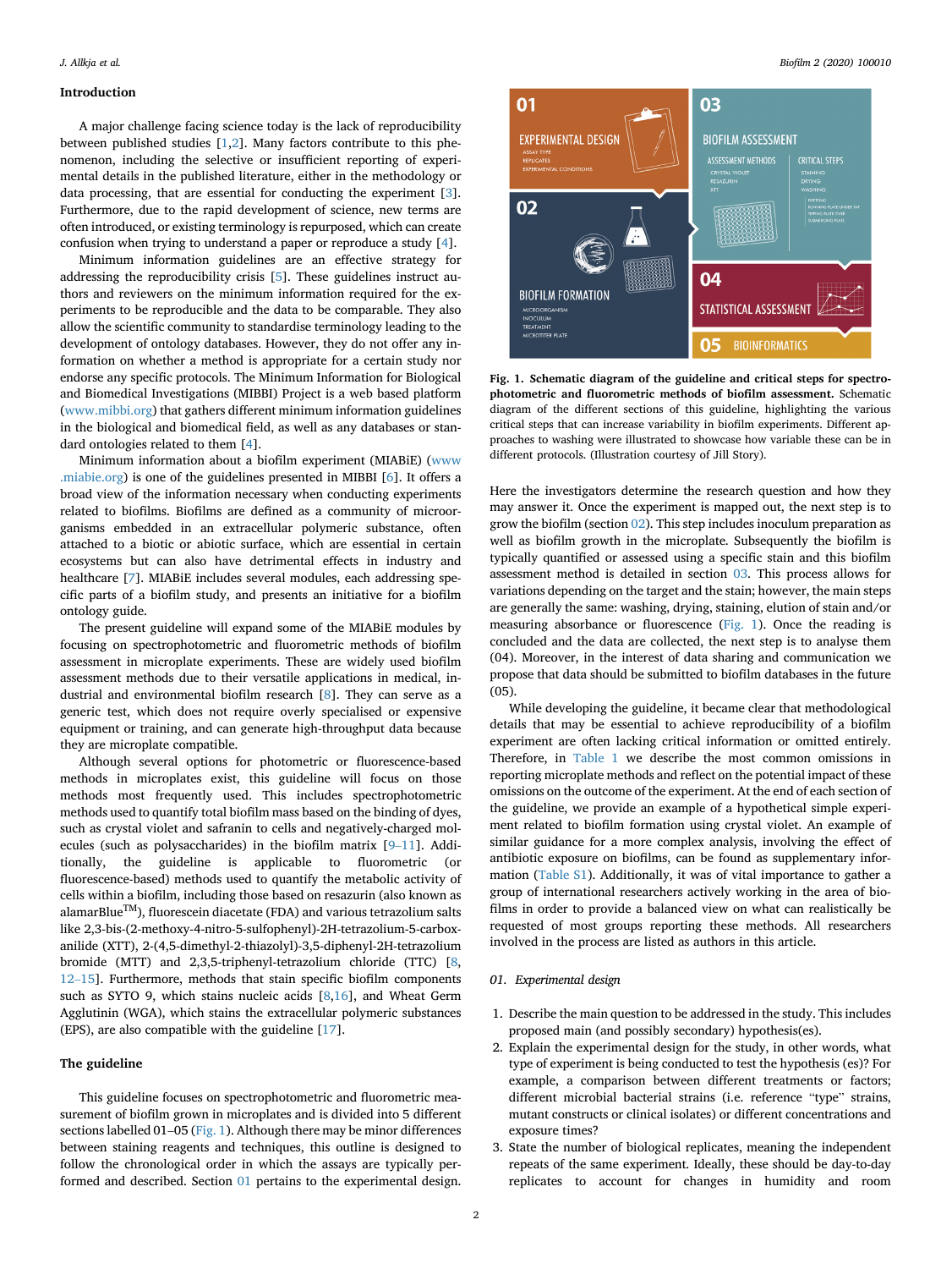## Introduction

A major challenge facing science today is the lack of reproducibility between published studies [1,2]. Many factors contribute to this phenomenon, including the selective or insufficient reporting of experimental details in the published literature, either in the methodology or data processing, that are essential for conducting the experiment [3]. Furthermore, due to the rapid development of science, new terms are often introduced, or existing terminology is repurposed, which can create confusion when trying to understand a paper or reproduce a study [4].

Minimum information guidelines are an effective strategy for addressing the reproducibility crisis [5]. These guidelines instruct authors and reviewers on the minimum information required for the experiments to be reproducible and the data to be comparable. They also allow the scientific community to standardise terminology leading to the development of ontology databases. However, they do not offer any information on whether a method is appropriate for a certain study nor endorse any specific protocols. The Minimum Information for Biological and Biomedical Investigations (MIBBI) Project is a web based platform (www.mibbi.org) that gathers different minimum information guidelines in the biological and biomedical field, as well as any databases or standard ontologies related to them [4].

Minimum information about a biofilm experiment (MIABiE) (www.miabie.org) is one of the guidelines presented in MIBBI [6]. It offers a broad view of the information necessary when conducting experiments related to biofilms. Biofilms are defined as a community of microorganisms embedded in an extracellular polymeric substance, often attached to a biotic or abiotic surface, which are essential in certain ecosystems but can also have detrimental effects in industry and healthcare [7]. MIABiE includes several modules, each addressing specific parts of a biofilm study, and presents an initiative for a biofilm ontology guide.

The present guideline will expand some of the MIABiE modules by focusing on spectrophotometric and fluorometric methods of biofilm assessment in microplate experiments. These are widely used biofilm assessment methods due to their versatile applications in medical, industrial and environmental biofilm research [8]. They can serve as a generic test, which does not require overly specialised or expensive equipment or training, and can generate high-throughput data because they are microplate compatible.

Although several options for photometric or fluorescence-based methods in microplates exist, this guideline will focus on those methods most frequently used. This includes spectrophotometric methods used to quantify total biofilm mass based on the binding of dyes, such as crystal violet and safranin to cells and negatively-charged molecules (such as polysaccharides) in the biofilm matrix [9–11]. Additionally, the guideline is applicable to fluorometric (or fluorescence-based) methods used to quantify the metabolic activity of cells within a biofilm, including those based on resazurin (also known as alamarBlue™), fluorescein diacetate (FDA) and various tetrazolium salts like 2,3-bis-(2-methoxy-4-nitro-5-sulfophenyl)-2H-tetrazolium-5-carboxanilide (XTT), 2-(4,5-dimethyl-2-thiazolyl)-3,5-diphenyl-2H-tetrazolium bromide (MTT) and 2,3,5-triphenyl-tetrazolium chloride (TTC) [8,12–15]. Furthermore, methods that stain specific biofilm components such as SYTO 9, which stains nucleic acids [8,16], and Wheat Germ Agglutinin (WGA), which stains the extracellular polymeric substances (EPS), are also compatible with the guideline [17].

## The guideline

This guideline focuses on spectrophotometric and fluorometric measurement of biofilm grown in microplates and is divided into 5 different sections labelled 01–05 (Fig. 1). Although there may be minor differences between staining reagents and techniques, this outline is designed to follow the chronological order in which the assays are typically performed and described. Section 01 pertains to the experimental design.

**Fig. 1. Schematic diagram of the guideline and critical steps for spectrophotometric and fluorometric methods of biofilm assessment.** Schematic diagram of the different sections of this guideline, highlighting the various critical steps that can increase variability in biofilm experiments. Different approaches to washing were illustrated to showcase how variable these can be in different protocols. (Illustration courtesy of Jill Story).

Here the investigators determine the research question and how they may answer it. Once the experiment is mapped out, the next step is to grow the biofilm (section 02). This step includes inoculum preparation as well as biofilm growth in the microplate. Subsequently the biofilm is typically quantified or assessed using a specific stain and this biofilm assessment method is detailed in section 03. This process allows for variations depending on the target and the stain; however, the main steps are generally the same: washing, drying, staining, elution of stain and/or measuring absorbance or fluorescence (Fig. 1). Once the reading is concluded and the data are collected, the next step is to analyse them (04). Moreover, in the interest of data sharing and communication we propose that data should be submitted to biofilm databases in the future (05).

While developing the guideline, it became clear that methodological details that may be essential to achieve reproducibility of a biofilm experiment are often lacking critical information or omitted entirely. Therefore, in Table 1 we describe the most common omissions in reporting microplate methods and reflect on the potential impact of these omissions on the outcome of the experiment. At the end of each section of the guideline, we provide an example of a hypothetical simple experiment related to biofilm formation using crystal violet. An example of similar guidance for a more complex analysis, involving the effect of antibiotic exposure on biofilms, can be found as supplementary information (Table S1). Additionally, it was of vital importance to gather a group of international researchers actively working in the area of biofilms in order to provide a balanced view on what can realistically be requested of most groups reporting these methods. All researchers involved in the process are listed as authors in this article.

### 01. Experimental design

1. Describe the main question to be addressed in the study. This includes proposed main (and possibly secondary) hypothesis(es).
2. Explain the experimental design for the study, in other words, what type of experiment is being conducted to test the hypothesis (es)? For example, a comparison between different treatments or factors; different microbial bacterial strains (i.e. reference "type" strains, mutant constructs or clinical isolates) or different concentrations and exposure times?
3. State the number of biological replicates, meaning the independent repeats of the same experiment. Ideally, these should be day-to-day replicates to account for changes in humidity and room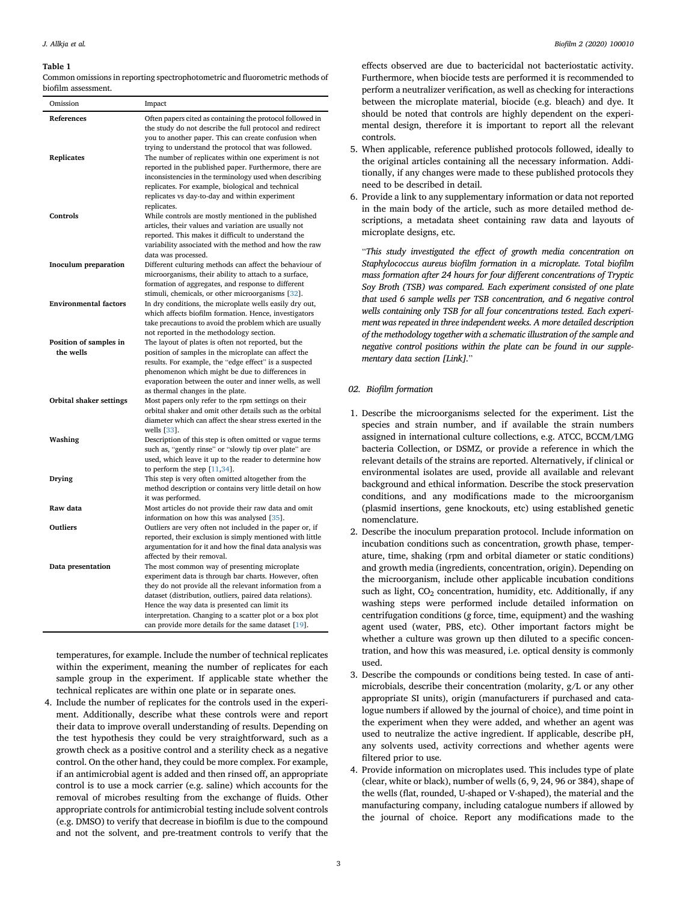**Table 1**
Common omissions in reporting spectrophotometric and fluorometric methods of biofilm assessment.

| Omission | Impact |
|---|---|
| **References** | Often papers cited as containing the protocol followed in the study do not describe the full protocol and redirect you to another paper. This can create confusion when trying to understand the protocol that was followed. |
| **Replicates** | The number of replicates within one experiment is not reported in the published paper. Furthermore, there are inconsistencies in the terminology used when describing replicates. For example, biological and technical replicates vs day-to-day and within experiment replicates. |
| **Controls** | While controls are mostly mentioned in the published articles, their values and variation are usually not reported. This makes it difficult to understand the variability associated with the method and how the raw data was processed. |
| **Inoculum preparation** | Different culturing methods can affect the behaviour of microorganisms, their ability to attach to a surface, formation of aggregates, and response to different stimuli, chemicals, or other microorganisms [32]. |
| **Environmental factors** | In dry conditions, the microplate wells easily dry out, which affects biofilm formation. Hence, investigators take precautions to avoid the problem which are usually not reported in the methodology section. |
| **Position of samples in the wells** | The layout of plates is often not reported, but the position of samples in the microplate can affect the results. For example, the "edge effect" is a suspected phenomenon which might be due to differences in evaporation between the outer and inner wells, as well as thermal changes in the plate. |
| **Orbital shaker settings** | Most papers only refer to the rpm settings on their orbital shaker and omit other details such as the orbital diameter which can affect the shear stress exerted in the wells [33]. |
| **Washing** | Description of this step is often omitted or vague terms such as, "gently rinse" or "slowly tip over plate" are used, which leave it up to the reader to determine how to perform the step [11,34]. |
| **Drying** | This step is very often omitted altogether from the method description or contains very little detail on how it was performed. |
| **Raw data** | Most articles do not provide their raw data and omit information on how this was analysed [35]. |
| **Outliers** | Outliers are very often not included in the paper or, if reported, their exclusion is simply mentioned with little argumentation for it and how the final data analysis was affected by their removal. |
| **Data presentation** | The most common way of presenting microplate experiment data is through bar charts. However, often they do not provide all the relevant information from a dataset (distribution, outliers, paired data relations). Hence the way data is presented can limit its interpretation. Changing to a scatter plot or a box plot can provide more details for the same dataset [19]. |

temperatures, for example. Include the number of technical replicates within the experiment, meaning the number of replicates for each sample group in the experiment. If applicable state whether the technical replicates are within one plate or in separate ones.

4. Include the number of replicates for the controls used in the experiment. Additionally, describe what these controls were and report their data to improve overall understanding of results. Depending on the test hypothesis they could be very straightforward, such as a growth check as a positive control and a sterility check as a negative control. On the other hand, they could be more complex. For example, if an antimicrobial agent is added and then rinsed off, an appropriate control is to use a mock carrier (e.g. saline) which accounts for the removal of microbes resulting from the exchange of fluids. Other appropriate controls for antimicrobial testing include solvent controls (e.g. DMSO) to verify that decrease in biofilm is due to the compound and not the solvent, and pre-treatment controls to verify that the effects observed are due to bactericidal not bacteriostatic activity. Furthermore, when biocide tests are performed it is recommended to perform a neutralizer verification, as well as checking for interactions between the microplate material, biocide (e.g. bleach) and dye. It should be noted that controls are highly dependent on the experimental design, therefore it is important to report all the relevant controls.
5. When applicable, reference published protocols followed, ideally to the original articles containing all the necessary information. Additionally, if any changes were made to these published protocols they need to be described in detail.
6. Provide a link to any supplementary information or data not reported in the main body of the article, such as more detailed method descriptions, a metadata sheet containing raw data and layouts of microplate designs, etc.

"*This study investigated the effect of growth media concentration on Staphylococcus aureus biofilm formation in a microplate. Total biofilm mass formation after 24 hours for four different concentrations of Tryptic Soy Broth (TSB) was compared. Each experiment consisted of one plate that used 6 sample wells per TSB concentration, and 6 negative control wells containing only TSB for all four concentrations tested. Each experiment was repeated in three independent weeks. A more detailed description of the methodology together with a schematic illustration of the sample and negative control positions within the plate can be found in our supplementary data section [Link].*"

### 02. Biofilm formation

1. Describe the microorganisms selected for the experiment. List the species and strain number, and if available the strain numbers assigned in international culture collections, e.g. ATCC, BCCM/LMG bacteria Collection, or DSMZ, or provide a reference in which the relevant details of the strains are reported. Alternatively, if clinical or environmental isolates are used, provide all available and relevant background and ethical information. Describe the stock preservation conditions, and any modifications made to the microorganism (plasmid insertions, gene knockouts, etc) using established genetic nomenclature.
2. Describe the inoculum preparation protocol. Include information on incubation conditions such as concentration, growth phase, temperature, time, shaking (rpm and orbital diameter or static conditions) and growth media (ingredients, concentration, origin). Depending on the microorganism, include other applicable incubation conditions such as light, $CO_2$ concentration, humidity, etc. Additionally, if any washing steps were performed include detailed information on centrifugation conditions (*g* force, time, equipment) and the washing agent used (water, PBS, etc). Other important factors might be whether a culture was grown up then diluted to a specific concentration, and how this was measured, i.e. optical density is commonly used.
3. Describe the compounds or conditions being tested. In case of antimicrobials, describe their concentration (molarity, g/L or any other appropriate SI units), origin (manufacturers if purchased and catalogue numbers if allowed by the journal of choice), and time point in the experiment when they were added, and whether an agent was used to neutralize the active ingredient. If applicable, describe pH, any solvents used, activity corrections and whether agents were filtered prior to use.
4. Provide information on microplates used. This includes type of plate (clear, white or black), number of wells (6, 9, 24, 96 or 384), shape of the wells (flat, rounded, U-shaped or V-shaped), the material and the manufacturing company, including catalogue numbers if allowed by the journal of choice. Report any modifications made to the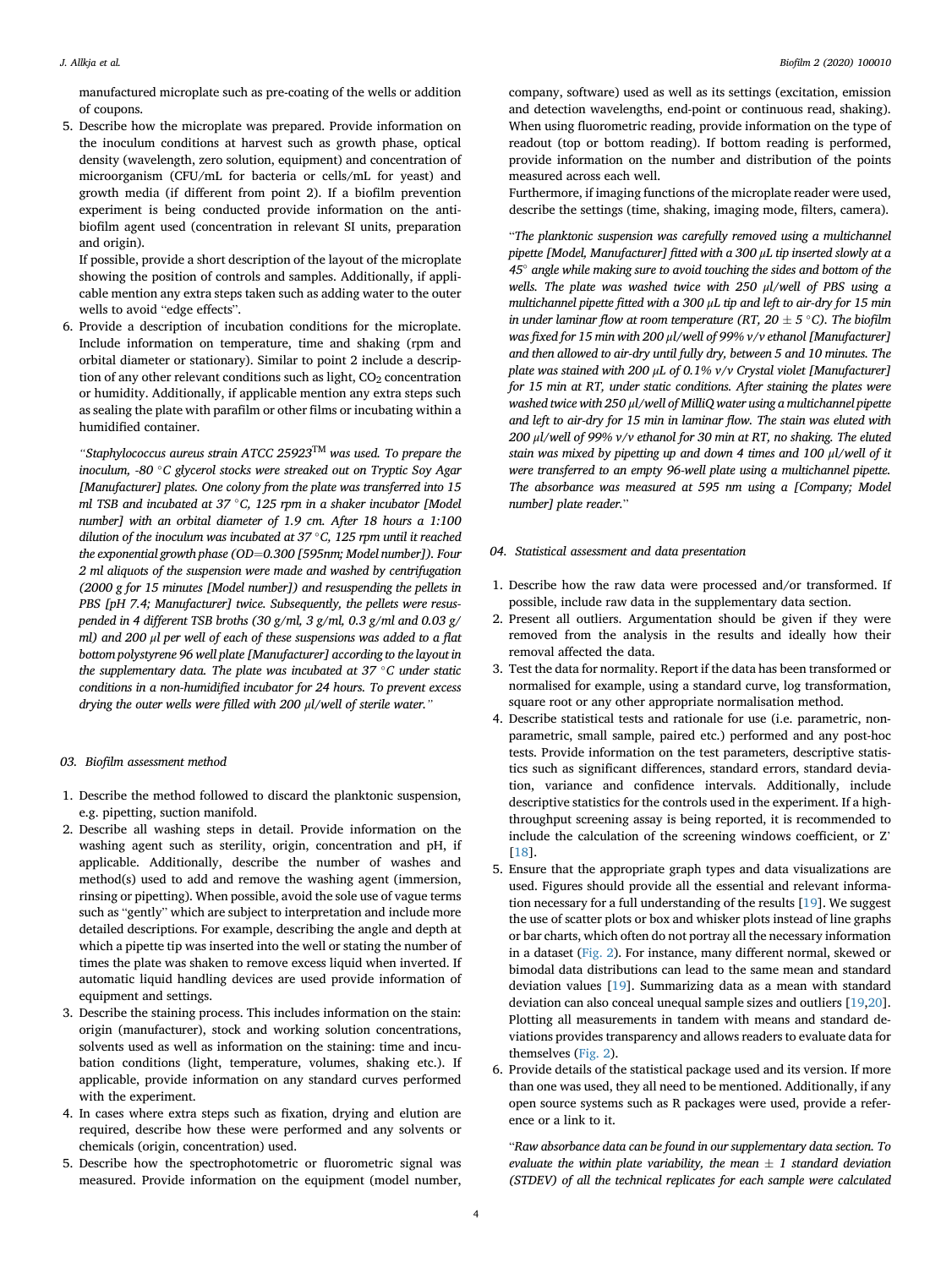manufactured microplate such as pre-coating of the wells or addition of coupons.

5. Describe how the microplate was prepared. Provide information on the inoculum conditions at harvest such as growth phase, optical density (wavelength, zero solution, equipment) and concentration of microorganism (CFU/mL for bacteria or cells/mL for yeast) and growth media (if different from point 2). If a biofilm prevention experiment is being conducted provide information on the anti-biofilm agent used (concentration in relevant SI units, preparation and origin).

   If possible, provide a short description of the layout of the microplate showing the position of controls and samples. Additionally, if applicable mention any extra steps taken such as adding water to the outer wells to avoid "edge effects".

6. Provide a description of incubation conditions for the microplate. Include information on temperature, time and shaking (rpm and orbital diameter or stationary). Similar to point 2 include a description of any other relevant conditions such as light, $CO_2$ concentration or humidity. Additionally, if applicable mention any extra steps such as sealing the plate with parafilm or other films or incubating within a humidified container.

*"Staphylococcus aureus strain ATCC 25923™ was used. To prepare the inoculum, -80 °C glycerol stocks were streaked out on Tryptic Soy Agar [Manufacturer] plates. One colony from the plate was transferred into 15 ml TSB and incubated at 37 °C, 125 rpm in a shaker incubator [Model number] with an orbital diameter of 1.9 cm. After 18 hours a 1:100 dilution of the inoculum was incubated at 37 °C, 125 rpm until it reached the exponential growth phase (OD=0.300 [595nm; Model number]). Four 2 ml aliquots of the suspension were made and washed by centrifugation (2000 g for 15 minutes [Model number]) and resuspending the pellets in PBS [pH 7.4; Manufacturer] twice. Subsequently, the pellets were resuspended in 4 different TSB broths (30 g/ml, 3 g/ml, 0.3 g/ml and 0.03 g/ml) and 200 μl per well of each of these suspensions was added to a flat bottom polystyrene 96 well plate [Manufacturer] according to the layout in the supplementary data. The plate was incubated at 37 °C under static conditions in a non-humidified incubator for 24 hours. To prevent excess drying the outer wells were filled with 200 μl/well of sterile water."*

### 03. Biofilm assessment method

1. Describe the method followed to discard the planktonic suspension, e.g. pipetting, suction manifold.
2. Describe all washing steps in detail. Provide information on the washing agent such as sterility, origin, concentration and pH, if applicable. Additionally, describe the number of washes and method(s) used to add and remove the washing agent (immersion, rinsing or pipetting). When possible, avoid the sole use of vague terms such as "gently" which are subject to interpretation and include more detailed descriptions. For example, describing the angle and depth at which a pipette tip was inserted into the well or stating the number of times the plate was shaken to remove excess liquid when inverted. If automatic liquid handling devices are used provide information of equipment and settings.
3. Describe the staining process. This includes information on the stain: origin (manufacturer), stock and working solution concentrations, solvents used as well as information on the staining: time and incubation conditions (light, temperature, volumes, shaking etc.). If applicable, provide information on any standard curves performed with the experiment.
4. In cases where extra steps such as fixation, drying and elution are required, describe how these were performed and any solvents or chemicals (origin, concentration) used.
5. Describe how the spectrophotometric or fluorometric signal was measured. Provide information on the equipment (model number, company, software) used as well as its settings (excitation, emission and detection wavelengths, end-point or continuous read, shaking). When using fluorometric reading, provide information on the type of readout (top or bottom reading). If bottom reading is performed, provide information on the number and distribution of the points measured across each well.

   Furthermore, if imaging functions of the microplate reader were used, describe the settings (time, shaking, imaging mode, filters, camera).

*"The planktonic suspension was carefully removed using a multichannel pipette [Model, Manufacturer] fitted with a 300 μL tip inserted slowly at a 45° angle while making sure to avoid touching the sides and bottom of the wells. The plate was washed twice with 250 μl/well of PBS using a multichannel pipette fitted with a 300 μL tip and left to air-dry for 15 min in under laminar flow at room temperature (RT, 20 ± 5 °C). The biofilm was fixed for 15 min with 200 μl/well of 99% v/v ethanol [Manufacturer] and then allowed to air-dry until fully dry, between 5 and 10 minutes. The plate was stained with 200 μL of 0.1% v/v Crystal violet [Manufacturer] for 15 min at RT, under static conditions. After staining the plates were washed twice with 250 μl/well of MilliQ water using a multichannel pipette and left to air-dry for 15 min in laminar flow. The stain was eluted with 200 μl/well of 99% v/v ethanol for 30 min at RT, no shaking. The eluted stain was mixed by pipetting up and down 4 times and 100 μl/well of it were transferred to an empty 96-well plate using a multichannel pipette. The absorbance was measured at 595 nm using a [Company; Model number] plate reader."*

### 04. Statistical assessment and data presentation

1. Describe how the raw data were processed and/or transformed. If possible, include raw data in the supplementary data section.
2. Present all outliers. Argumentation should be given if they were removed from the analysis in the results and ideally how their removal affected the data.
3. Test the data for normality. Report if the data has been transformed or normalised for example, using a standard curve, log transformation, square root or any other appropriate normalisation method.
4. Describe statistical tests and rationale for use (i.e. parametric, non-parametric, small sample, paired etc.) performed and any post-hoc tests. Provide information on the test parameters, descriptive statistics such as significant differences, standard errors, standard deviation, variance and confidence intervals. Additionally, include descriptive statistics for the controls used in the experiment. If a high-throughput screening assay is being reported, it is recommended to include the calculation of the screening windows coefficient, or Z' [18].
5. Ensure that the appropriate graph types and data visualizations are used. Figures should provide all the essential and relevant information necessary for a full understanding of the results [19]. We suggest the use of scatter plots or box and whisker plots instead of line graphs or bar charts, which often do not portray all the necessary information in a dataset (Fig. 2). For instance, many different normal, skewed or bimodal data distributions can lead to the same mean and standard deviation values [19]. Summarizing data as a mean with standard deviation can also conceal unequal sample sizes and outliers [19,20]. Plotting all measurements in tandem with means and standard deviations provides transparency and allows readers to evaluate data for themselves (Fig. 2).
6. Provide details of the statistical package used and its version. If more than one was used, they all need to be mentioned. Additionally, if any open source systems such as R packages were used, provide a reference or a link to it.

*"Raw absorbance data can be found in our supplementary data section. To evaluate the within plate variability, the mean ± 1 standard deviation (STDEV) of all the technical replicates for each sample were calculated*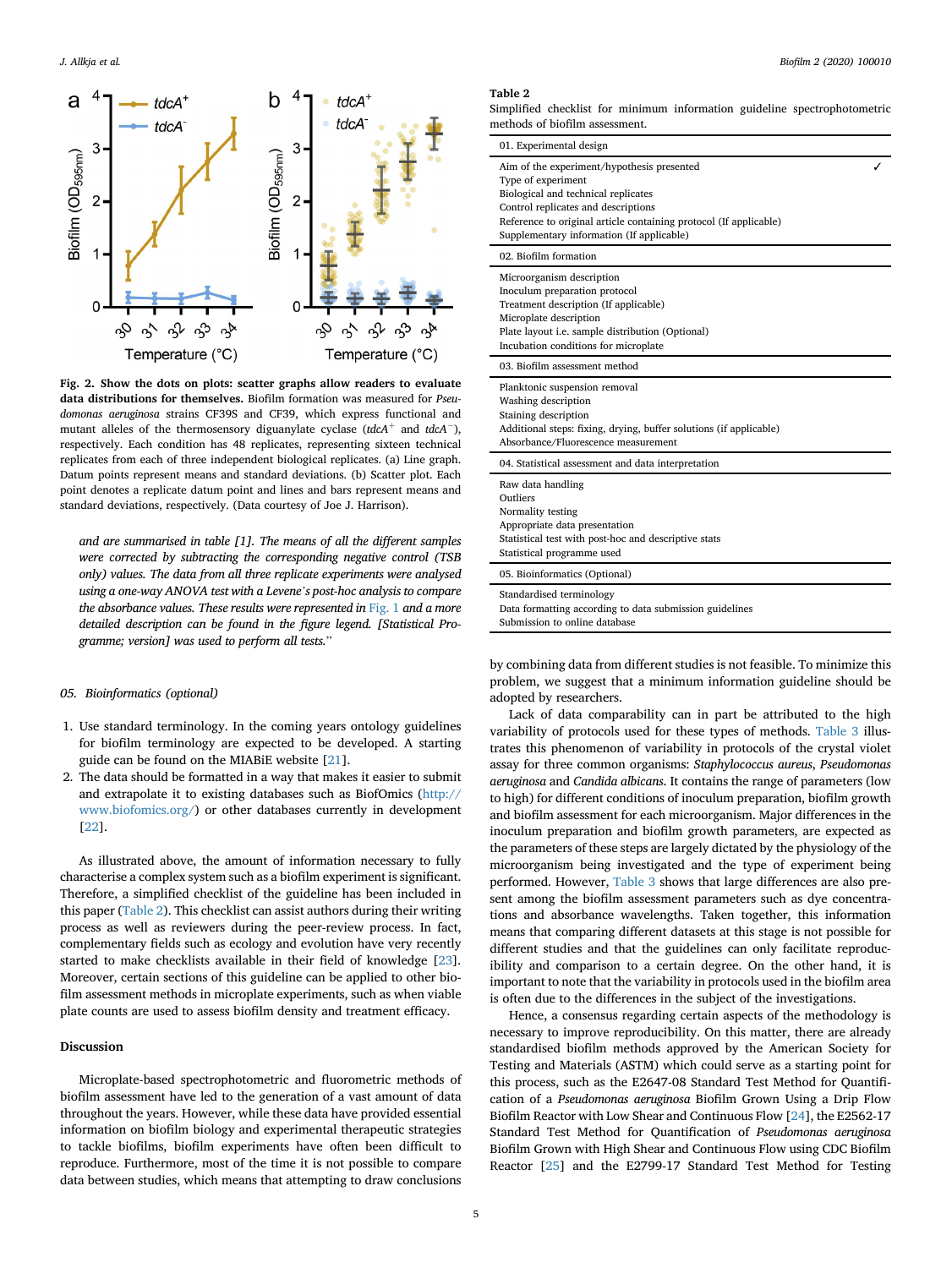**Fig. 2. Show the dots on plots: scatter graphs allow readers to evaluate data distributions for themselves.** Biofilm formation was measured for *Pseudomonas aeruginosa* strains CF39S and CF39, which express functional and mutant alleles of the thermosensory diguanylate cyclase (*tdcA*$^+$ and *tdcA*$^-$), respectively. Each condition has 48 replicates, representing sixteen technical replicates from each of three independent biological replicates. (a) Line graph. Datum points represent means and standard deviations. (b) Scatter plot. Each point denotes a replicate datum point and lines and bars represent means and standard deviations, respectively. (Data courtesy of Joe J. Harrison).

*and are summarised in table [1]. The means of all the different samples were corrected by subtracting the corresponding negative control (TSB only). The data from all three replicate experiments were analysed using a one-way ANOVA test with a Levene's post-hoc analysis to compare the absorbance values. These results were represented in Fig. 1 and a more detailed description can be found in the figure legend. [Statistical Programme; version] was used to perform all tests.*"

### 05. Bioinformatics (optional)

1. Use standard terminology. In the coming years ontology guidelines for biofilm terminology are expected to be developed. A starting guide can be found on the MIABiE website [21].
2. The data should be formatted in a way that makes it easier to submit and extrapolate it to existing databases such as BiofOmics (http://www.biofomics.org/) or other databases currently in development [22].

As illustrated above, the amount of information necessary to fully characterise a complex system such as a biofilm experiment is significant. Therefore, a simplified checklist of the guideline has been included in this paper (Table 2). This checklist can assist authors during their writing process as well as reviewers during the peer-review process. In fact, complementary fields such as ecology and evolution have very recently started to make checklists available in their field of knowledge [23]. Moreover, certain sections of this guideline can be applied to other biofilm assessment methods in microplate experiments, such as when viable plate counts are used to assess biofilm density and treatment efficacy.

## Discussion

Microplate-based spectrophotometric and fluorometric methods of biofilm assessment have led to the generation of a vast amount of data throughout the years. However, while these data have provided essential information on biofilm biology and experimental therapeutic strategies to tackle biofilms, biofilm experiments have often been difficult to reproduce. Furthermore, most of the time it is not possible to compare data between studies, which means that attempting to draw conclusions by combining data from different studies is not feasible. To minimize this problem, we suggest that a minimum information guideline should be adopted by researchers.

**Table 2**
Simplified checklist for minimum information guideline spectrophotometric methods of biofilm assessment.

| 01. Experimental design | |
|---|---|
| Aim of the experiment/hypothesis presented | ✓ |
| Type of experiment | |
| Biological and technical replicates | |
| Control replicates and descriptions | |
| Reference to original article containing protocol (If applicable) | |
| Supplementary information (If applicable) | |
| **02. Biofilm formation** | |
| Microorganism description | |
| Inoculum preparation protocol | |
| Treatment description (If applicable) | |
| Microplate description | |
| Plate layout i.e. sample distribution (Optional) | |
| Incubation conditions for microplate | |
| **03. Biofilm assessment method** | |
| Planktonic suspension removal | |
| Washing description | |
| Staining description | |
| Additional steps: fixing, drying, buffer solutions (if applicable) | |
| Absorbance/Fluorescence measurement | |
| **04. Statistical assessment and data interpretation** | |
| Raw data handling | |
| Outliers | |
| Normality testing | |
| Appropriate data presentation | |
| Statistical test with post-hoc and descriptive stats | |
| Statistical programme used | |
| **05. Bioinformatics (Optional)** | |
| Standardised terminology | |
| Data formatting according to data submission guidelines | |
| Submission to online database | |

Lack of data comparability can in part be attributed to the high variability of protocols used for these types of methods. Table 3 illustrates this phenomenon of variability in protocols of the crystal violet assay for three common organisms: *Staphylococcus aureus*, *Pseudomonas aeruginosa* and *Candida albicans*. It contains the range of parameters (low to high) for different conditions of inoculum preparation, biofilm growth and biofilm assessment for each microorganism. Major differences in the inoculum preparation and biofilm growth parameters, are expected as the parameters of these steps are largely dictated by the physiology of the microorganism being investigated and the type of experiment being performed. However, Table 3 shows that large differences are also present among the biofilm assessment parameters such as dye concentrations and absorbance wavelengths. Taken together, this information means that comparing different datasets at this stage is not possible for different studies and that the guidelines can only facilitate reproducibility and comparison to a certain degree. On the other hand, it is important to note that the variability in protocols used in the biofilm area is often due to the differences in the subject of the investigations.

Hence, a consensus regarding certain aspects of the methodology is necessary to improve reproducibility. On this matter, there are already standardised biofilm methods approved by the American Society for Testing and Materials (ASTM) which could serve as a starting point for this process, such as the E2647-08 Standard Test Method for Quantification of a *Pseudomonas aeruginosa* Biofilm Grown Using a Drip Flow Biofilm Reactor with Low Shear and Continuous Flow [24], the E2562-17 Standard Test Method for Quantification of *Pseudomonas aeruginosa* Biofilm Grown with High Shear and Continuous Flow using CDC Biofilm Reactor [25] and the E2799-17 Standard Test Method for Testing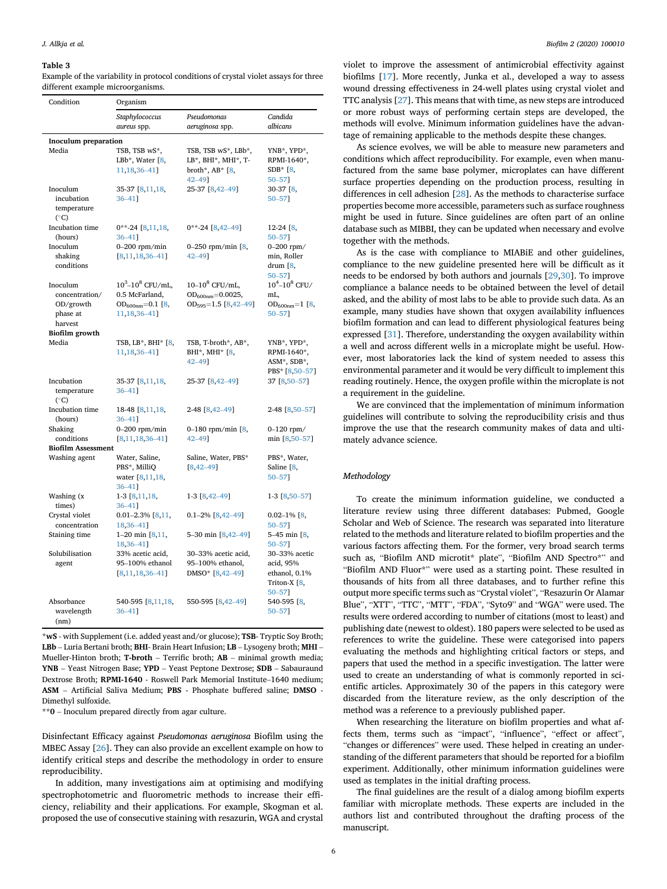**Table 3**
Example of the variability in protocol conditions of crystal violet assays for three different example microorganisms.

| Condition | Organism | | |
|---|---|---|---|
| | *Staphylococcus aureus* spp. | *Pseudomonas aeruginosa* spp. | *Candida albicans* |
| **Inoculum preparation** | | | |
| Media | TSB, TSB wS*, LBb*, Water [8, 11,18,36–41] | TSB, TSB wS*, LBb*, LB*, BHI*, MHI*, T-broth*, AB* [8, 42–49] | YNB*, YPD*, RPMI-1640*, SDB* [8, 50–57] |
| Inoculum incubation temperature (°C) | 35-37 [8,11,18, 36–41] | 25-37 [8,42–49] | 30-37 [8, 50–57] |
| Incubation time (hours) | 0**-24 [8,11,18, 36–41] | 0**-24 [8,42–49] | 12-24 [8, 50–57] |
| Inoculum shaking conditions | 0–200 rpm/min [8,11,18,36–41] | 0–250 rpm/min [8, 42–49] | 0–200 rpm/min, Roller drum [8, 50–57] |
| Inoculum concentration/ OD/growth phase at harvest | $10^3$–$10^8$ CFU/mL, 0.5 McFarland, $OD_{600nm}$=0.1 [8, 11,18,36–41] | 10–$10^8$ CFU/mL, $OD_{600nm}$=0.0025, $OD_{595}$=1.5 [8,42–49] | $10^4$–$10^8$ CFU/mL, $OD_{600nm}$=1 [8, 50–57] |
| **Biofilm growth** | | | |
| Media | TSB, LB*, BHI* [8, 11,18,36–41] | TSB, T-broth*, AB*, BHI*, MHI* [8, 42–49] | YNB*, YPD*, RPMI-1640*, ASM*, SDB*, PBS* [8,50–57] |
| Incubation temperature (°C) | 35-37 [8,11,18, 36–41] | 25-37 [8,42–49] | 37 [8,50–57] |
| Incubation time (hours) | 18-48 [8,11,18, 36–41] | 2-48 [8,42–49] | 2-48 [8,50–57] |
| Shaking conditions | 0–200 rpm/min [8,11,18,36–41] | 0–180 rpm/min [8, 42–49] | 0–120 rpm/min [8,50–57] |
| **Biofilm Assessment** | | | |
| Washing agent | Water, Saline, PBS*, MilliQ water [8,11,18, 36–41] | Saline, Water, PBS* [8,42–49] | PBS*, Water, Saline [8, 50–57] |
| Washing (x times) | 1-3 [8,11,18, 36–41] | 1-3 [8,42–49] | 1-3 [8,50–57] |
| Crystal violet concentration | 0.01–2.3% [8,11, 18,36–41] | 0.1–2% [8,42–49] | 0.02–1% [8, 50–57] |
| Staining time | 1–20 min [8,11, 18,36–41] | 5–30 min [8,42–49] | 5–45 min [8, 50–57] |
| Solubilisation agent | 33% acetic acid, 95–100% ethanol [8,11,18,36–41] | 30–33% acetic acid, 95–100% ethanol, DMSO* [8,42–49] | 30–33% acetic acid, 95% ethanol, 0.1% Triton-X [8, 50–57] |
| Absorbance wavelength (nm) | 540-595 [8,11,18, 36–41] | 550-595 [8,42–49] | 540-595 [8, 50–57] |

***wS** - with Supplement (i.e. added yeast and/or glucose); **TSB**- Tryptic Soy Broth; **LBb** – Luria Bertani broth; **BHI**- Brain Heart Infusion; **LB** – Lysogeny broth; **MHI** – Mueller-Hinton broth; **T-broth** – Terrific broth; **AB** – minimal growth media; **YNB** – Yeast Nitrogen Base; **YPD** – Yeast Peptone Dextrose; **SDB** – Sabauraund Dextrose Broth; **RPMI-1640** - Roswell Park Memorial Institute–1640 medium; **ASM** – Artificial Saliva Medium; **PBS** - Phosphate buffered saline; **DMSO** - Dimethyl sulfoxide.

****0** – Inoculum prepared directly from agar culture.

Disinfectant Efficacy against *Pseudomonas aeruginosa* Biofilm using the MBEC Assay [26]. They can also provide an excellent example on how to identify critical steps and describe the methodology in order to ensure reproducibility.

In addition, many investigations aim at optimising and modifying spectrophotometric and fluorometric methods to increase their efficiency, reliability and their applications. For example, Skogman et al. proposed the use of consecutive staining with resazurin, WGA and crystal violet to improve the assessment of antimicrobial effectivity against biofilms [17]. More recently, Junka et al., developed a way to assess wound dressing effectiveness in 24-well plates using crystal violet and TTC analysis [27]. This means that with time, as new steps are introduced or more robust ways of performing certain steps are developed, the methods will evolve. Minimum information guidelines have the advantage of remaining applicable to the methods despite these changes.

As science evolves, we will be able to measure new parameters and conditions which affect reproducibility. For example, even when manufactured from the same base polymer, microplates can have different surface properties depending on the production process, resulting in differences in cell adhesion [28]. As the methods to characterise surface properties become more accessible, parameters such as surface roughness might be used in future. Since guidelines are often part of an online database such as MIBBI, they can be updated when necessary and evolve together with the methods.

As is the case with compliance to MIABiE and other guidelines, compliance to the new guideline presented here will be difficult as it needs to be endorsed by both authors and journals [29,30]. To improve compliance a balance needs to be obtained between the level of detail asked, and the ability of most labs to be able to provide such data. As an example, many studies have shown that oxygen availability influences biofilm formation and can lead to different physiological features being expressed [31]. Therefore, understanding the oxygen availability within a well and across different wells in a microplate might be useful. However, most laboratories lack the kind of system needed to assess this environmental parameter and it would be very difficult to implement this reading routinely. Hence, the oxygen profile within the microplate is not a requirement in the guideline.

We are convinced that the implementation of minimum information guidelines will contribute to solving the reproducibility crisis and thus improve the use that the research community makes of data and ultimately advance science.

## Methodology

To create the minimum information guideline, we conducted a literature review using three different databases: Pubmed, Google Scholar and Web of Science. The research was separated into literature related to the methods and literature related to biofilm properties and the various factors affecting them. For the former, very broad search terms such as, "Biofilm AND microtit* plate", "Biofilm AND Spectro*" and "Biofilm AND Fluor*" were used as a starting point. These resulted in thousands of hits from all three databases, and to further refine this output more specific terms such as "Crystal violet", "Resazurin Or Alamar Blue", "XTT", "TTC", "MTT", "FDA", "Syto9" and "WGA" were used. The results were ordered according to number of citations (most to least) and publishing date (newest to oldest). 180 papers were selected to be used as references to write the guideline. These were categorised into papers evaluating the methods and highlighting critical factors or steps, and papers that used the method in a specific investigation. The latter were used to create an understanding of what is commonly reported in scientific articles. Approximately 30 of the papers in this category were discarded from the literature review, as the only description of the method was a reference to a previously published paper.

When researching the literature on biofilm properties and what affects them, terms such as "impact", "influence", "effect or affect", "changes or differences" were used. These helped in creating an understanding of the different parameters that should be reported for a biofilm experiment. Additionally, other minimum information guidelines were used as templates in the initial drafting process.

The final guidelines are the result of a dialog among biofilm experts familiar with microplate methods. These experts are included in the authors list and contributed throughout the drafting process of the manuscript.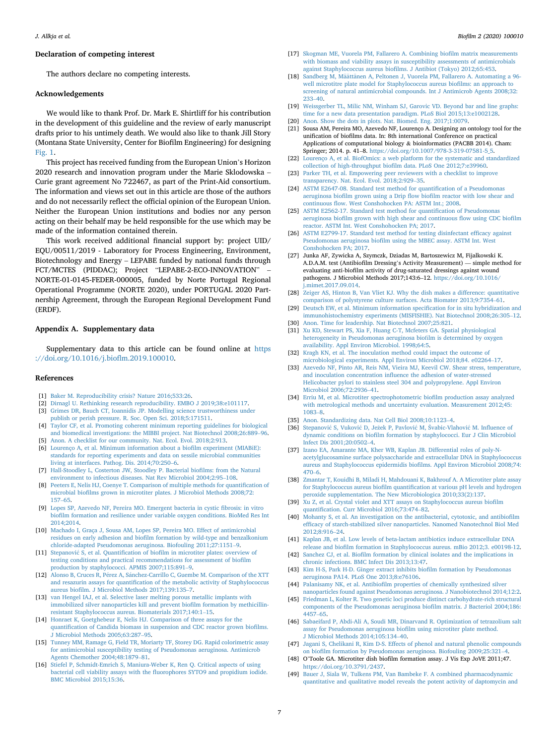## Declaration of competing interest

The authors declare no competing interests.

## Acknowledgements

We would like to thank Prof. Dr. Mark E. Shirtliff for his contribution in the development of this guideline and the review of early manuscript drafts prior to his untimely death. We would also like to thank Jill Story (Montana State University, Center for Biofilm Engineering) for designing Fig. 1.

This project has received funding from the European Union's Horizon 2020 research and innovation program under the Marie Sklodowska – Curie grant agreement No 722467, as part of the Print-Aid consortium. The information and views set out in this article are those of the authors and do not necessarily reflect the official opinion of the European Union. Neither the European Union institutions and bodies nor any person acting on their behalf may be held responsible for the use which may be made of the information contained therein.

This work received additional financial support by: project UID/EQU/00511/2019 - Laboratory for Process Engineering, Environment, Biotechnology and Energy – LEPABE funded by national funds through FCT/MCTES (PIDDAC); Project "LEPABE-2-ECO-INNOVATION" – NORTE-01-0145-FEDER-000005, funded by Norte Portugal Regional Operational Programme (NORTE 2020), under PORTUGAL 2020 Partnership Agreement, through the European Regional Development Fund (ERDF).

## Appendix A. Supplementary data

Supplementary data to this article can be found online at https://doi.org/10.1016/j.bioflm.2019.100010.

## References

[1] Baker M. Reproducibility crisis? Nature 2016;533:26.

[2] Dirnagl U. Rethinking research reproducibility. EMBO J 2019;38:e101117.

[3] Grimes DR, Bauch CT, Ioannidis JP. Modelling science trustworthiness under publish or perish pressure. R. Soc. Open Sci. 2018;5:171511.

[4] Taylor CF, et al. Promoting coherent minimum reporting guidelines for biological and biomedical investigations: the MIBBI project. Nat Biotechnol 2008;26:889–96.

[5] Anon. A checklist for our community. Nat. Ecol. Evol. 2018;2:913.

[6] Lourenço A, et al. Minimum information about a biofilm experiment (MIABiE): standards for reporting experiments and data on sessile microbial communities living at interfaces. Pathog. Dis. 2014;70:250–6.

[7] Hall-Stoodley L, Costerton JW, Stoodley P. Bacterial biofilms: from the Natural environment to infectious diseases. Nat Rev Microbiol 2004;2:95–108.

[8] Peeters E, Nelis HJ, Coenye T. Comparison of multiple methods for quantification of microbial biofilms grown in microtiter plates. J Microbiol Methods 2008;72:157–65.

[9] Lopes SP, Azevedo NF, Pereira MO. Emergent bacteria in cystic fibrosis: in vitro biofilm formation and resilience under variable oxygen conditions. BioMed Res Int 2014;2014.

[10] Machado I, Graça J, Sousa AM, Lopes SP, Pereira MO. Effect of antimicrobial residues on early adhesion and biofilm formation by wild-type and benzalkonium chloride-adapted Pseudomonas aeruginosa. Biofouling 2011;27:1151–9.

[11] Stepanović S, et al. Quantification of biofilm in microtiter plates: overview of testing conditions and practical recommendations for assessment of biofilm production by staphylococci. APMIS 2007;115:891–9.

[12] Alonso B, Cruces R, Pérez A, Sánchez-Carrillo C, Guembe M. Comparison of the XTT and resazurin assays for quantification of the metabolic activity of Staphylococcus aureus biofilm. J Microbiol Methods 2017;139:135–7.

[13] van Hengel IAJ, et al. Selective laser melting porous metallic implants with immobilized silver nanoparticles kill and prevent biofilm formation by methicillin-resistant Staphylococcus aureus. Biomaterials 2017;140:1–15.

[14] Honraet K, Goetghebeur E, Nelis HJ. Comparison of three assays for the quantification of Candida biomass in suspension and CDC reactor grown biofilms. J Microbiol Methods 2005;63:287–95.

[15] Tunney MM, Ramage G, Field TR, Moriarty TF, Storey DG. Rapid colorimetric assay for antimicrobial susceptibility testing of Pseudomonas aeruginosa. Antimicrob Agents Chemother 2004;48:1879–81.

[16] Stiefel P, Schmidt-Emrich S, Maniura-Weber K, Ren Q. Critical aspects of using bacterial cell viability assays with the fluorophores SYTO9 and propidium iodide. BMC Microbiol 2015;15:36.

[17] Skogman ME, Vuorela PM, Fallarero A. Combining biofilm matrix measurements with biomass and viability assays in susceptibility assessments of antimicrobials against Staphylococcus aureus biofilms. J Antibiot (Tokyo) 2012;65:453.

[18] Sandberg M, Määttänen A, Peltonen J, Vuorela PM, Fallarero A. Automating a 96-well microtitre plate model for Staphylococcus aureus biofilms: an approach to screening of natural antimicrobial compounds. Int J Antimicrob Agents 2008;32:233–40.

[19] Weissgerber TL, Milic NM, Winham SJ, Garovic VD. Beyond bar and line graphs: time for a new data presentation paradigm. PLoS Biol 2015;13:e1002128.

[20] Anon. Show the dots in plots. Nat. Biomed. Eng. 2017;1:0079.

[21] Sousa AM, Pereira MO, Azevedo NF, Lourenço A. Designing an ontology tool for the unification of biofilms data. In: 8th international Conference on practical Applications of computational biology & bioinformatics (PACBB 2014). Cham: Springer; 2014. p. 41–8. https://doi.org/10.1007/978-3-319-07581-5_5.

[22] Lourenço A, et al. BiofOmics: a web platform for the systematic and standardized collection of high-throughput biofilm data. PLoS One 2012;7:e39960.

[23] Parker TH, et al. Empowering peer reviewers with a checklist to improve transparency. Nat. Ecol. Evol. 2018;2:929–35.

[24] ASTM E2647-08. Standard test method for quantification of a Pseudomonas aeruginosa biofilm grown using a Drip flow biofilm reactor with low shear and continuous flow. West Conshohocken PA: ASTM Int.; 2008.

[25] ASTM E2562-17. Standard test method for quantification of Pseudomonas aeruginosa biofilm grown with high shear and continuous flow using CDC biofilm reactor. ASTM Int. West Conshohocken PA; 2017.

[26] ASTM E2799-17. Standard test method for testing disinfectant efficacy against Pseudomonas aeruginosa biofilm using the MBEC assay. ASTM Int. West Conshohocken PA; 2017.

[27] Junka AF, Zywicka A, Szymczk, Dziadas M, Bartoszewicz M, Fijalkowski K. A.D.A.M. test (Antibiofilm Dressing's Activity Measurement) — simple method for evaluating anti-biofilm activity of drug-saturated dressings against wound pathogens. J Microbiol Methods 2017;143:6–12. https://doi.org/10.1016/j.mimet.2017.09.014.

[28] Zeiger AS, Hinton B, Van Vliet KJ. Why the dish makes a difference: quantitative comparison of polystyrene culture surfaces. Acta Biomater 2013;9:7354–61.

[29] Deutsch EW, et al. Minimum information specification for in situ hybridization and immunohistochemistry experiments (MISFISHIE). Nat Biotechnol 2008;26:305–12.

[30] Anon. Time for leadership. Nat Biotechnol 2007;25:821.

[31] Xu KD, Stewart PS, Xia F, Huang C-T, Mcfeters GA. Spatial physiological heterogeneity in Pseudomonas aeruginosa biofilm is determined by oxygen availability. Appl Environ Microbiol. 1998;64:5.

[32] Kragh KN, et al. The inoculation method could impact the outcome of microbiological experiments. Appl Environ Microbiol 2018;84. e02264–17.

[33] Azevedo NF, Pinto AR, Reis NM, Vieira MJ, Keevil CW. Shear stress, temperature, and inoculation concentration influence the adhesion of water-stressed Helicobacter pylori to stainless steel 304 and polypropylene. Appl Environ Microbiol 2006;72:2936–41.

[34] Erriu M, et al. Microtiter spectrophotometric biofilm production assay analyzed with metrological methods and uncertainty evaluation. Measurement 2012;45:1083–8.

[35] Anon. Standardizing data. Nat Cell Biol 2008;10:1123–4.

[36] Stepanović S, Vuković D, Ježek P, Pavlović M, Švabic-Vlahović M. Influence of dynamic conditions on biofilm formation by staphylococci. Eur J Clin Microbiol Infect Dis 2001;20:0502–4.

[37] Izano EA, Amarante MA, Kher WB, Kaplan JB. Differential roles of poly-N-acetylglucosamine surface polysaccharide and extracellular DNA in Staphylococcus aureus and Staphylococcus epidermidis biofilms. Appl Environ Microbiol 2008;74:470–6.

[38] Zmantar T, Kouidhi B, Miladi H, Mahdouani K, Bakhrouf A. A Microtiter plate assay for Staphylococcus aureus biofilm quantification at various pH levels and hydrogen peroxide supplementation. The New Microbiologica 2010;33(2):137.

[39] Xu Z, et al. Crystal violet and XTT assays on Staphylococcus aureus biofilm quantification. Curr Microbiol 2016;73:474–82.

[40] Mohanty S, et al. An investigation on the antibacterial, cytotoxic, and antibiofilm efficacy of starch-stabilized silver nanoparticles. Nanomed Nanotechnol Biol Med 2012;8:916–24.

[41] Kaplan JB, et al. Low levels of beta-lactam antibiotics induce extracellular DNA release and biofilm formation in Staphylococcus aureus. mBio 2012;3. e00198-12.

[42] Sanchez CJ, et al. Biofilm formation by clinical isolates and the implications in chronic infections. BMC Infect Dis 2013;13:47.

[43] Kim H-S, Park H-D. Ginger extract inhibits biofilm formation by Pseudomonas aeruginosa PA14. PLoS One 2013;8:e76106.

[44] Palanisamy NK, et al. Antibiofilm properties of chemically synthesized silver nanoparticles found against Pseudomonas aeruginosa. J Nanobiotechnol 2014;12:2.

[45] Friedman L, Kolter R. Two genetic loci produce distinct carbohydrate-rich structural components of the Pseudomonas aeruginosa biofilm matrix. J Bacteriol 2004;186:4457–65.

[46] Sabaeifard P, Abdi-Ali A, Soudi MR, Dinarvand R. Optimization of tetrazolium salt assay for Pseudomonas aeruginosa biofilm using microtiter plate method. J Microbiol Methods 2014;105:134–40.

[47] Jagani S, Chelikani R, Kim D-S. Effects of phenol and natural phenolic compounds on biofilm formation by Pseudomonas aeruginosa. Biofouling 2009;25:321–4.

[48] O'Toole GA. Microtiter dish biofilm formation assay. J Vis Exp JoVE 2011;47. https://doi.org/10.3791/2437.

[49] Bauer J, Siala W, Tulkens PM, Van Bambeke F. A combined pharmacodynamic quantitative and qualitative model reveals the potent activity of daptomycin and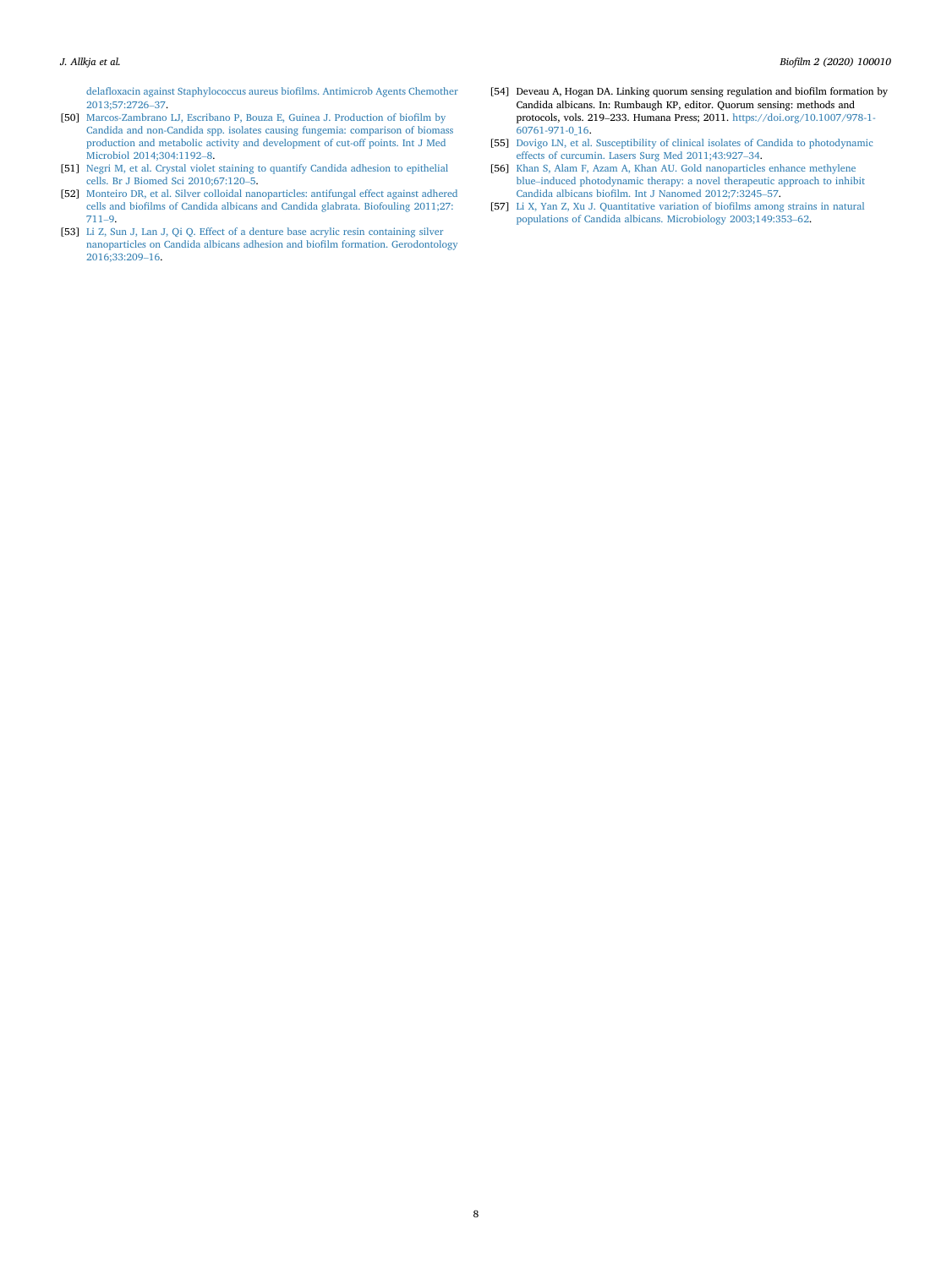delafloxacin against Staphylococcus aureus biofilms. Antimicrob Agents Chemother 2013;57:2726–37.

[50] Marcos-Zambrano LJ, Escribano P, Bouza E, Guinea J. Production of biofilm by Candida and non-Candida spp. isolates causing fungemia: comparison of biomass production and metabolic activity and development of cut-off points. Int J Med Microbiol 2014;304:1192–8.

[51] Negri M, et al. Crystal violet staining to quantify Candida adhesion to epithelial cells. Br J Biomed Sci 2010;67:120–5.

[52] Monteiro DR, et al. Silver colloidal nanoparticles: antifungal effect against adhered cells and biofilms of Candida albicans and Candida glabrata. Biofouling 2011;27: 711–9.

[53] Li Z, Sun J, Lan J, Qi Q. Effect of a denture base acrylic resin containing silver nanoparticles on Candida albicans adhesion and biofilm formation. Gerodontology 2016;33:209–16.

[54] Deveau A, Hogan DA. Linking quorum sensing regulation and biofilm formation by Candida albicans. In: Rumbaugh KP, editor. Quorum sensing: methods and protocols, vols. 219–233. Humana Press; 2011. https://doi.org/10.1007/978-1-60761-971-0_16.

[55] Dovigo LN, et al. Susceptibility of clinical isolates of Candida to photodynamic effects of curcumin. Lasers Surg Med 2011;43:927–34.

[56] Khan S, Alam F, Azam A, Khan AU. Gold nanoparticles enhance methylene blue–induced photodynamic therapy: a novel therapeutic approach to inhibit Candida albicans biofilm. Int J Nanomed 2012;7:3245–57.

[57] Li X, Yan Z, Xu J. Quantitative variation of biofilms among strains in natural populations of Candida albicans. Microbiology 2003;149:353–62.